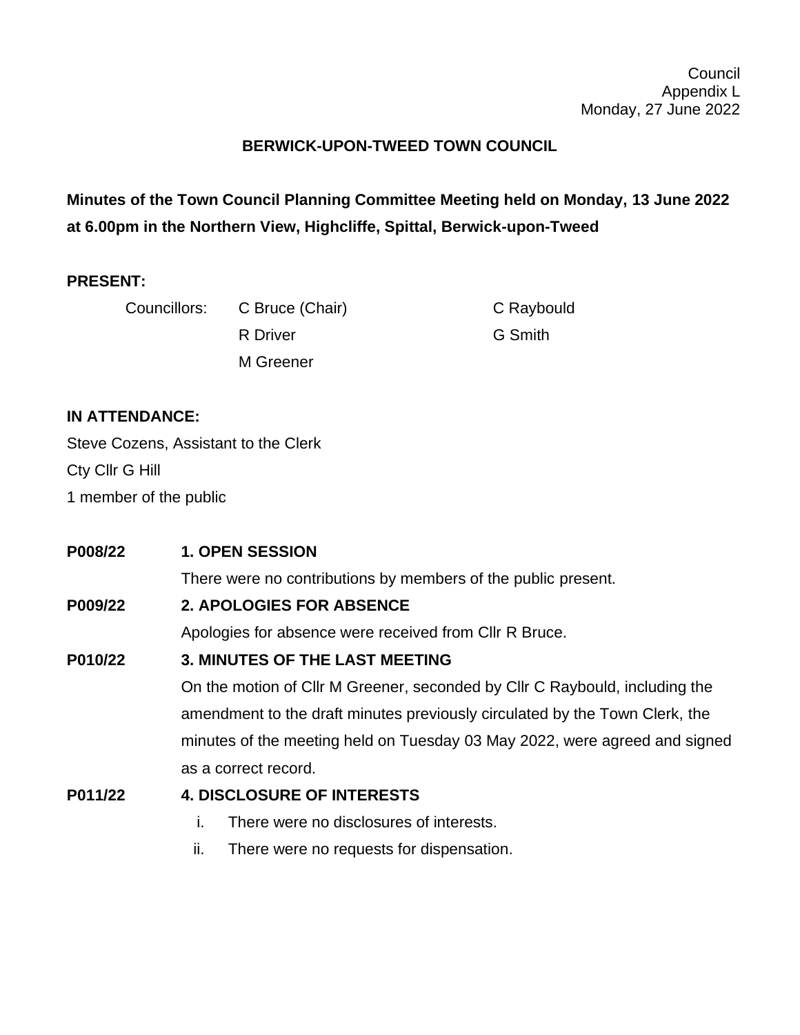Council
Appendix L
Monday, 27 June 2022

# BERWICK-UPON-TWEED TOWN COUNCIL

**Minutes of the Town Council Planning Committee Meeting held on Monday, 13 June 2022 at 6.00pm in the Northern View, Highcliffe, Spittal, Berwick-upon-Tweed**

**PRESENT:**

Councillors: C Bruce (Chair), R Driver, M Greener, C Raybould, G Smith

**IN ATTENDANCE:**

Steve Cozens, Assistant to the Clerk
Cty Cllr G Hill
1 member of the public

**P008/22 1. OPEN SESSION**

There were no contributions by members of the public present.

**P009/22 2. APOLOGIES FOR ABSENCE**

Apologies for absence were received from Cllr R Bruce.

**P010/22 3. MINUTES OF THE LAST MEETING**

On the motion of Cllr M Greener, seconded by Cllr C Raybould, including the amendment to the draft minutes previously circulated by the Town Clerk, the minutes of the meeting held on Tuesday 03 May 2022, were agreed and signed as a correct record.

**P011/22 4. DISCLOSURE OF INTERESTS**

i. There were no disclosures of interests.
ii. There were no requests for dispensation.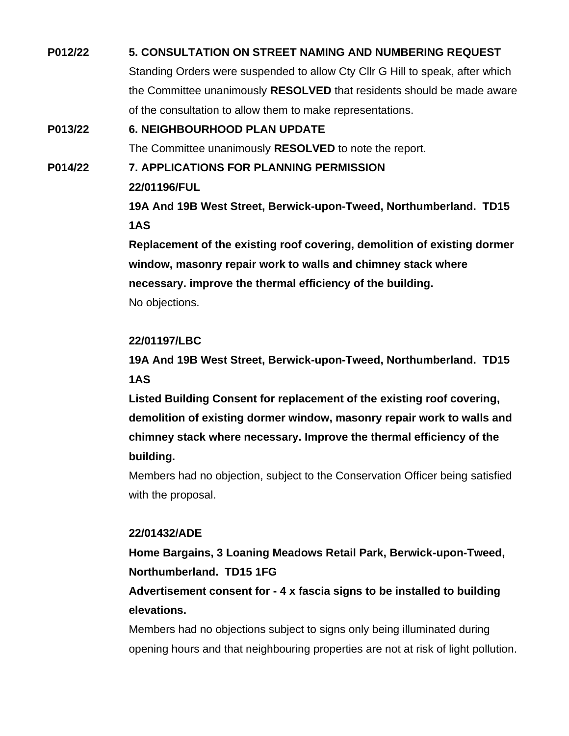**P012/22** **5. CONSULTATION ON STREET NAMING AND NUMBERING REQUEST**

Standing Orders were suspended to allow Cty Cllr G Hill to speak, after which the Committee unanimously **RESOLVED** that residents should be made aware of the consultation to allow them to make representations.

**P013/22** **6. NEIGHBOURHOOD PLAN UPDATE**

The Committee unanimously **RESOLVED** to note the report.

**P014/22** **7. APPLICATIONS FOR PLANNING PERMISSION**

**22/01196/FUL**

**19A And 19B West Street, Berwick-upon-Tweed, Northumberland. TD15 1AS**

**Replacement of the existing roof covering, demolition of existing dormer window, masonry repair work to walls and chimney stack where necessary. improve the thermal efficiency of the building.**

No objections.

**22/01197/LBC**

**19A And 19B West Street, Berwick-upon-Tweed, Northumberland. TD15 1AS**

**Listed Building Consent for replacement of the existing roof covering, demolition of existing dormer window, masonry repair work to walls and chimney stack where necessary. Improve the thermal efficiency of the building.**

Members had no objection, subject to the Conservation Officer being satisfied with the proposal.

**22/01432/ADE**

**Home Bargains, 3 Loaning Meadows Retail Park, Berwick-upon-Tweed, Northumberland. TD15 1FG**

**Advertisement consent for - 4 x fascia signs to be installed to building elevations.**

Members had no objections subject to signs only being illuminated during opening hours and that neighbouring properties are not at risk of light pollution.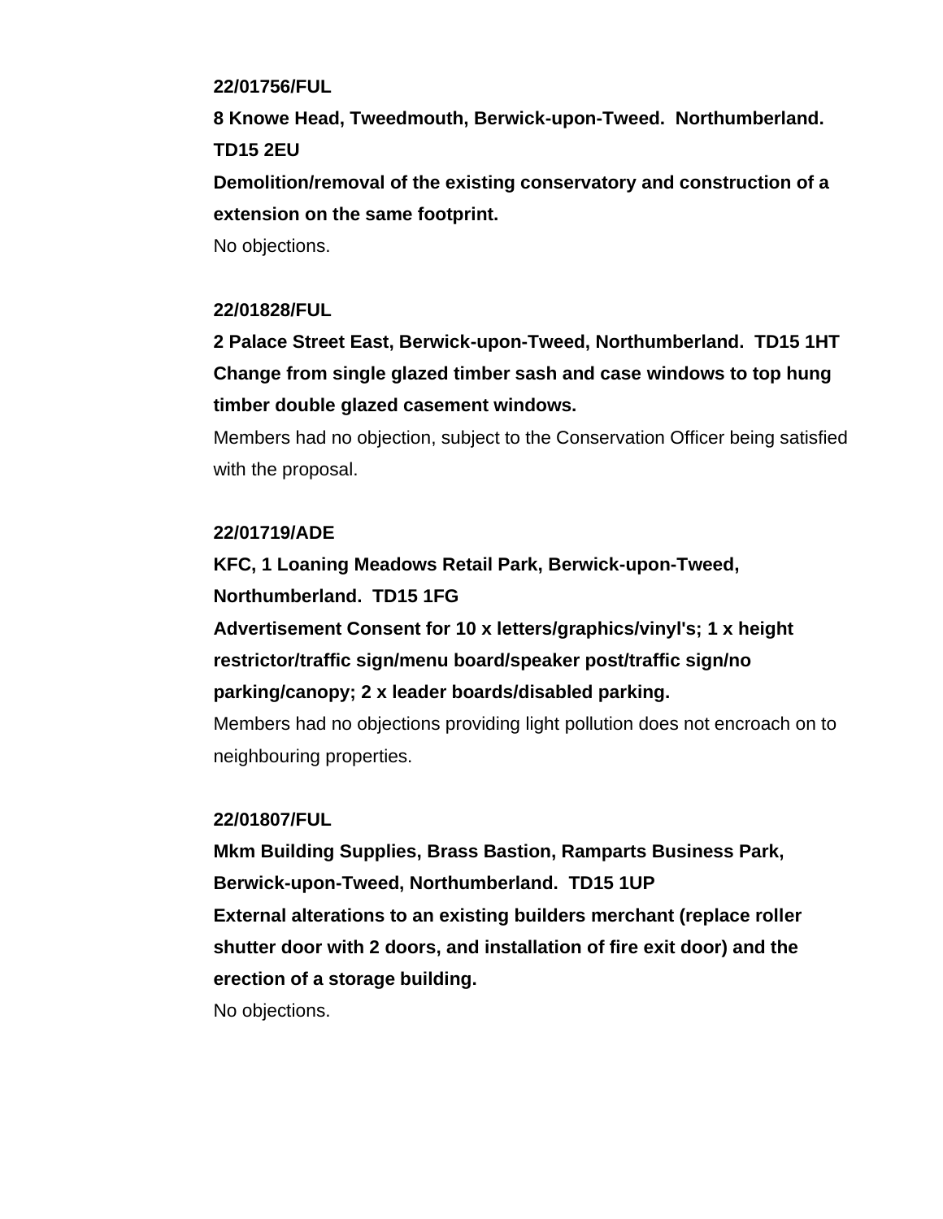**22/01756/FUL**
**8 Knowe Head, Tweedmouth, Berwick-upon-Tweed. Northumberland. TD15 2EU**
**Demolition/removal of the existing conservatory and construction of a extension on the same footprint.**
No objections.

**22/01828/FUL**
**2 Palace Street East, Berwick-upon-Tweed, Northumberland. TD15 1HT**
**Change from single glazed timber sash and case windows to top hung timber double glazed casement windows.**
Members had no objection, subject to the Conservation Officer being satisfied with the proposal.

**22/01719/ADE**
**KFC, 1 Loaning Meadows Retail Park, Berwick-upon-Tweed, Northumberland. TD15 1FG**
**Advertisement Consent for 10 x letters/graphics/vinyl's; 1 x height restrictor/traffic sign/menu board/speaker post/traffic sign/no parking/canopy; 2 x leader boards/disabled parking.**
Members had no objections providing light pollution does not encroach on to neighbouring properties.

**22/01807/FUL**
**Mkm Building Supplies, Brass Bastion, Ramparts Business Park, Berwick-upon-Tweed, Northumberland. TD15 1UP**
**External alterations to an existing builders merchant (replace roller shutter door with 2 doors, and installation of fire exit door) and the erection of a storage building.**
No objections.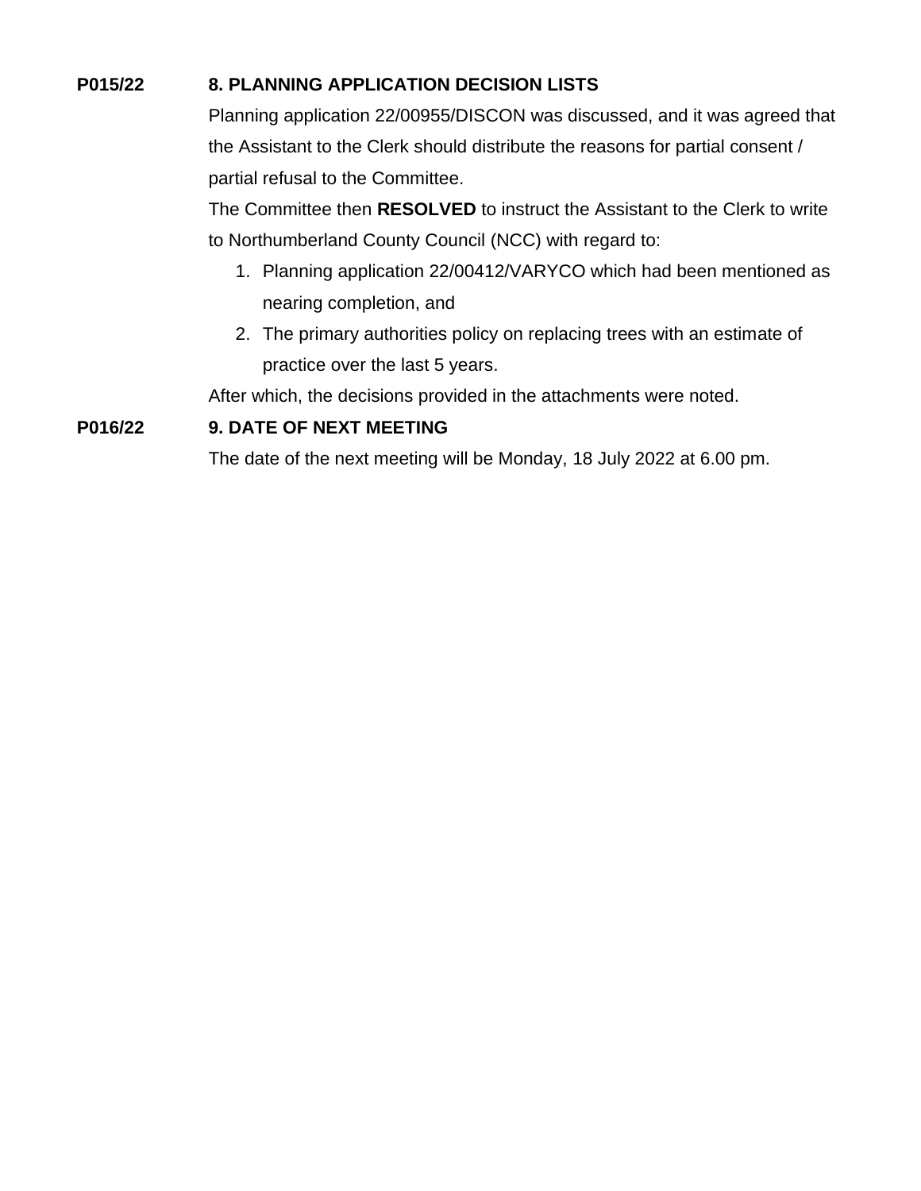**P015/22** **8. PLANNING APPLICATION DECISION LISTS**

Planning application 22/00955/DISCON was discussed, and it was agreed that the Assistant to the Clerk should distribute the reasons for partial consent / partial refusal to the Committee.

The Committee then **RESOLVED** to instruct the Assistant to the Clerk to write to Northumberland County Council (NCC) with regard to:

1. Planning application 22/00412/VARYCO which had been mentioned as nearing completion, and
2. The primary authorities policy on replacing trees with an estimate of practice over the last 5 years.

After which, the decisions provided in the attachments were noted.

**P016/22** **9. DATE OF NEXT MEETING**

The date of the next meeting will be Monday, 18 July 2022 at 6.00 pm.